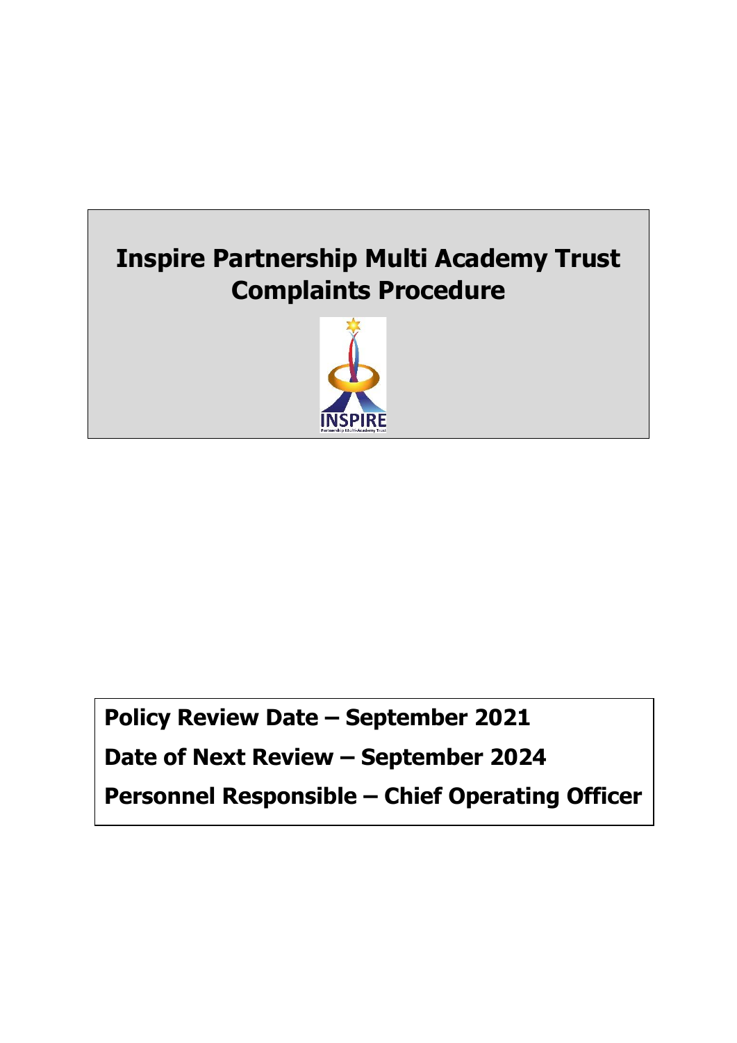# Inspire Partnership Multi Academy Trust Complaints Procedure

**Policy Review Date – September 2021**

**Date of Next Review – September 2024**

**Personnel Responsible – Chief Operating Officer**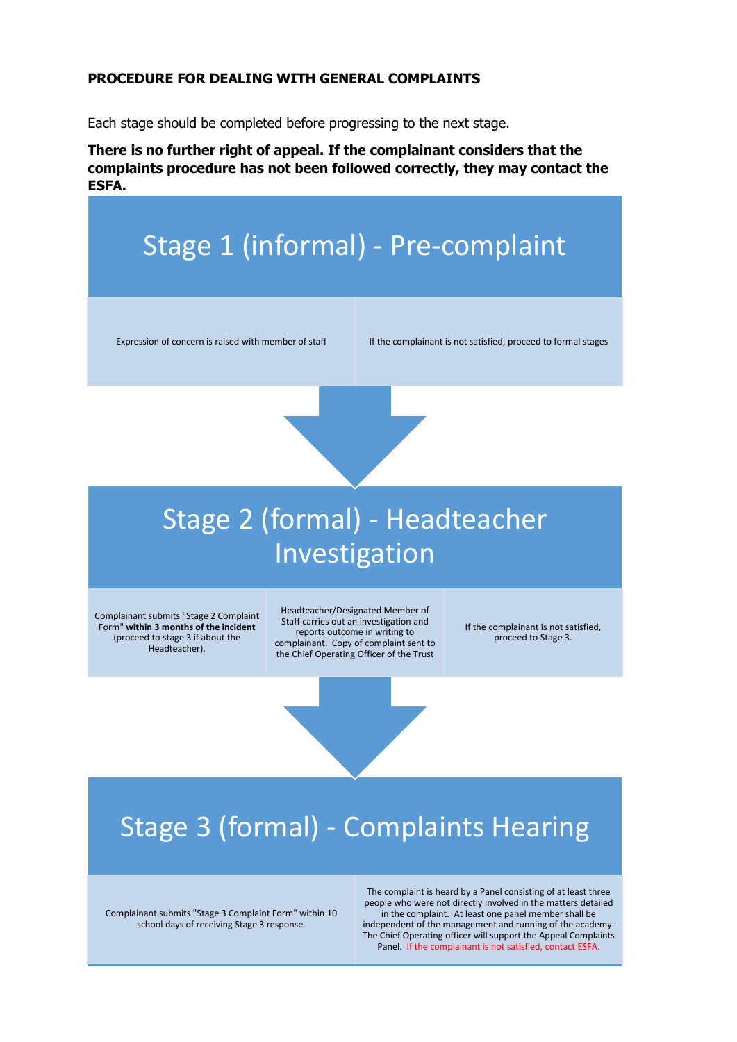**PROCEDURE FOR DEALING WITH GENERAL COMPLAINTS**

Each stage should be completed before progressing to the next stage.

**There is no further right of appeal. If the complainant considers that the complaints procedure has not been followed correctly, they may contact the ESFA.**

## Stage 1 (informal) - Pre-complaint

| | |
|---|---|
| Expression of concern is raised with member of staff | If the complainant is not satisfied, proceed to formal stages |

## Stage 2 (formal) - Headteacher Investigation

| | | |
|---|---|---|
| Complainant submits "Stage 2 Complaint Form" **within 3 months of the incident** (proceed to stage 3 if about the Headteacher). | Headteacher/Designated Member of Staff carries out an investigation and reports outcome in writing to complainant. Copy of complaint sent to the Chief Operating Officer of the Trust | If the complainant is not satisfied, proceed to Stage 3. |

## Stage 3 (formal) - Complaints Hearing

| | |
|---|---|
| Complainant submits "Stage 3 Complaint Form" within 10 school days of receiving Stage 3 response. | The complaint is heard by a Panel consisting of at least three people who were not directly involved in the matters detailed in the complaint. At least one panel member shall be independent of the management and running of the academy. The Chief Operating officer will support the Appeal Complaints Panel. If the complainant is not satisfied, contact ESFA. |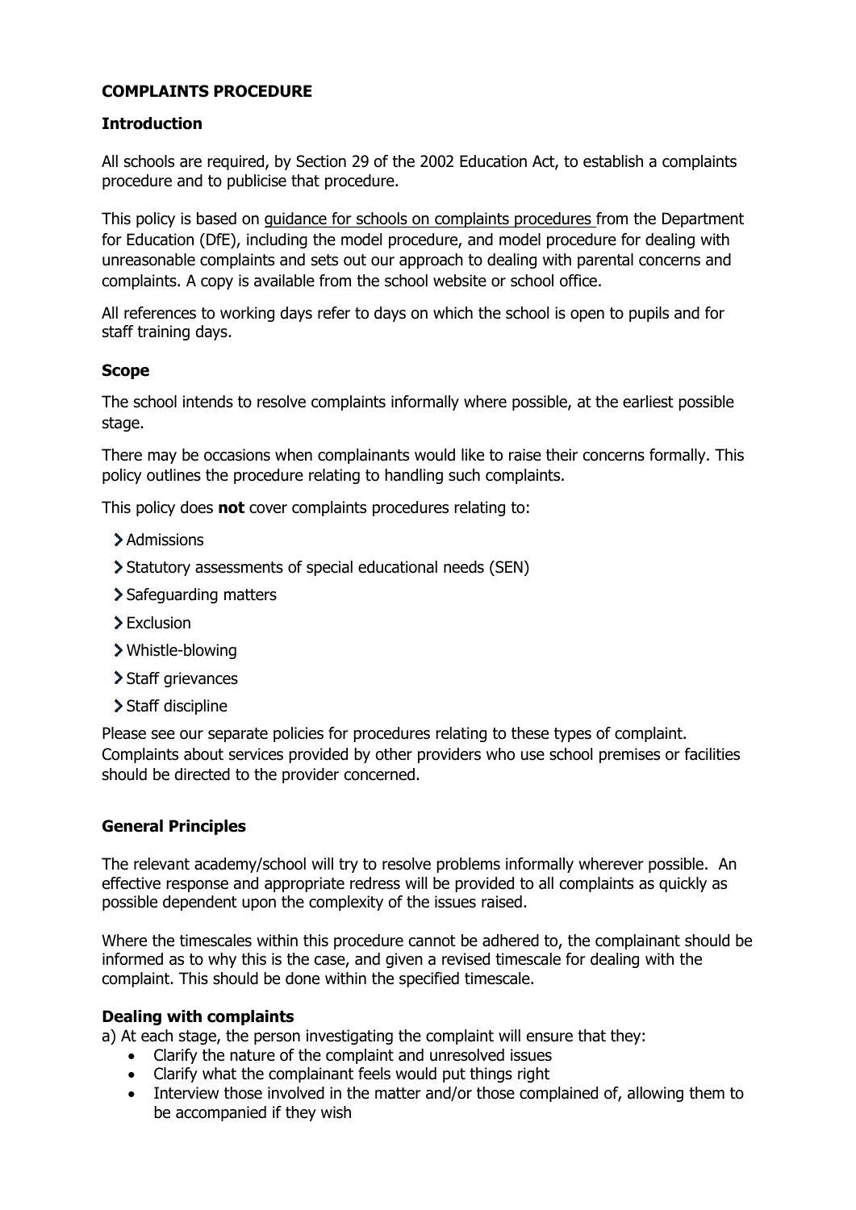# COMPLAINTS PROCEDURE

## Introduction

All schools are required, by Section 29 of the 2002 Education Act, to establish a complaints procedure and to publicise that procedure.

This policy is based on guidance for schools on complaints procedures from the Department for Education (DfE), including the model procedure, and model procedure for dealing with unreasonable complaints and sets out our approach to dealing with parental concerns and complaints. A copy is available from the school website or school office.

All references to working days refer to days on which the school is open to pupils and for staff training days.

## Scope

The school intends to resolve complaints informally where possible, at the earliest possible stage.

There may be occasions when complainants would like to raise their concerns formally. This policy outlines the procedure relating to handling such complaints.

This policy does **not** cover complaints procedures relating to:

- Admissions
- Statutory assessments of special educational needs (SEN)
- Safeguarding matters
- Exclusion
- Whistle-blowing
- Staff grievances
- Staff discipline

Please see our separate policies for procedures relating to these types of complaint. Complaints about services provided by other providers who use school premises or facilities should be directed to the provider concerned.

## General Principles

The relevant academy/school will try to resolve problems informally wherever possible. An effective response and appropriate redress will be provided to all complaints as quickly as possible dependent upon the complexity of the issues raised.

Where the timescales within this procedure cannot be adhered to, the complainant should be informed as to why this is the case, and given a revised timescale for dealing with the complaint. This should be done within the specified timescale.

## Dealing with complaints

a) At each stage, the person investigating the complaint will ensure that they:

- Clarify the nature of the complaint and unresolved issues
- Clarify what the complainant feels would put things right
- Interview those involved in the matter and/or those complained of, allowing them to be accompanied if they wish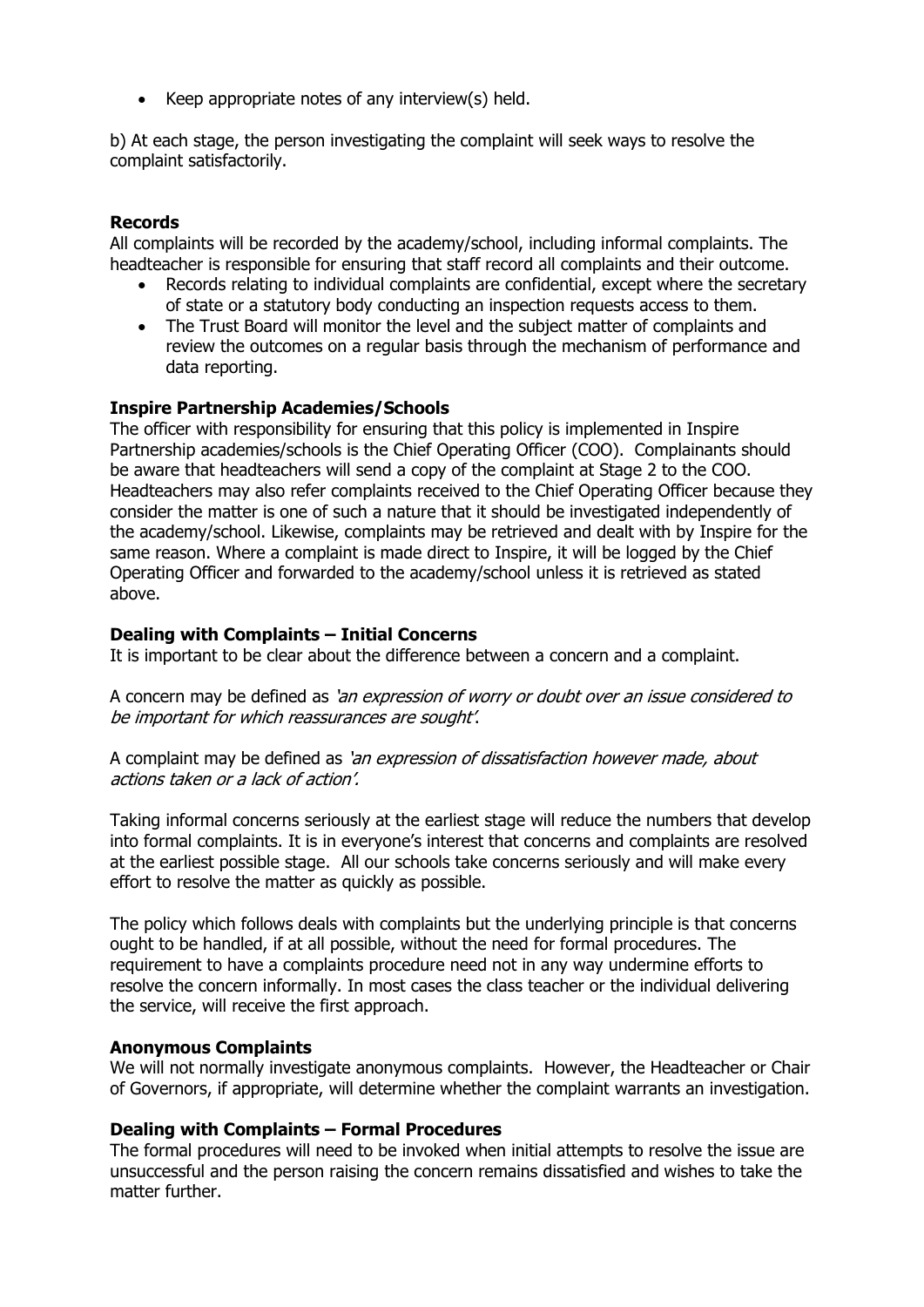- Keep appropriate notes of any interview(s) held.

b) At each stage, the person investigating the complaint will seek ways to resolve the complaint satisfactorily.

**Records**

All complaints will be recorded by the academy/school, including informal complaints. The headteacher is responsible for ensuring that staff record all complaints and their outcome.

- Records relating to individual complaints are confidential, except where the secretary of state or a statutory body conducting an inspection requests access to them.
- The Trust Board will monitor the level and the subject matter of complaints and review the outcomes on a regular basis through the mechanism of performance and data reporting.

**Inspire Partnership Academies/Schools**

The officer with responsibility for ensuring that this policy is implemented in Inspire Partnership academies/schools is the Chief Operating Officer (COO). Complainants should be aware that headteachers will send a copy of the complaint at Stage 2 to the COO. Headteachers may also refer complaints received to the Chief Operating Officer because they consider the matter is one of such a nature that it should be investigated independently of the academy/school. Likewise, complaints may be retrieved and dealt with by Inspire for the same reason. Where a complaint is made direct to Inspire, it will be logged by the Chief Operating Officer and forwarded to the academy/school unless it is retrieved as stated above.

**Dealing with Complaints – Initial Concerns**

It is important to be clear about the difference between a concern and a complaint.

A concern may be defined as *'an expression of worry or doubt over an issue considered to be important for which reassurances are sought'*.

A complaint may be defined as *'an expression of dissatisfaction however made, about actions taken or a lack of action'.*

Taking informal concerns seriously at the earliest stage will reduce the numbers that develop into formal complaints. It is in everyone's interest that concerns and complaints are resolved at the earliest possible stage. All our schools take concerns seriously and will make every effort to resolve the matter as quickly as possible.

The policy which follows deals with complaints but the underlying principle is that concerns ought to be handled, if at all possible, without the need for formal procedures. The requirement to have a complaints procedure need not in any way undermine efforts to resolve the concern informally. In most cases the class teacher or the individual delivering the service, will receive the first approach.

**Anonymous Complaints**

We will not normally investigate anonymous complaints. However, the Headteacher or Chair of Governors, if appropriate, will determine whether the complaint warrants an investigation.

**Dealing with Complaints – Formal Procedures**

The formal procedures will need to be invoked when initial attempts to resolve the issue are unsuccessful and the person raising the concern remains dissatisfied and wishes to take the matter further.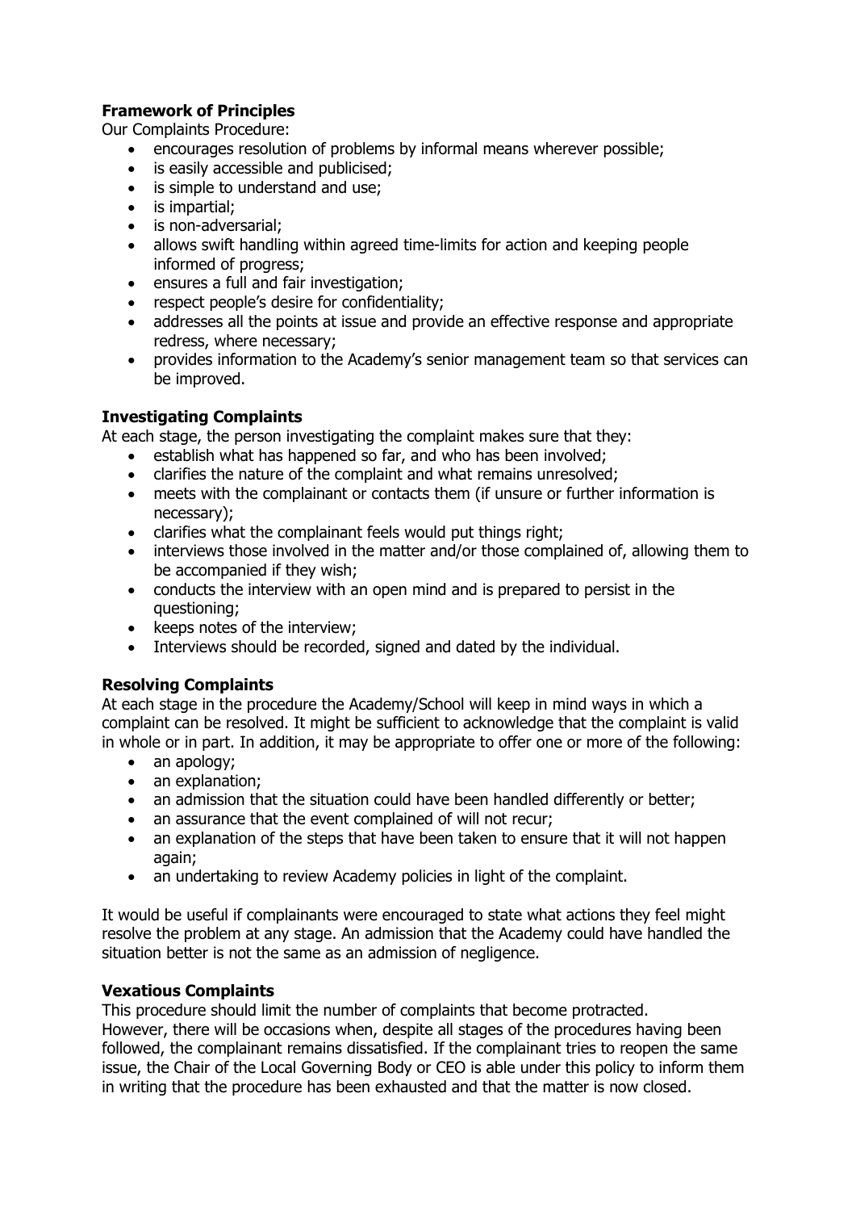**Framework of Principles**

Our Complaints Procedure:

- encourages resolution of problems by informal means wherever possible;
- is easily accessible and publicised;
- is simple to understand and use;
- is impartial;
- is non-adversarial;
- allows swift handling within agreed time-limits for action and keeping people informed of progress;
- ensures a full and fair investigation;
- respect people's desire for confidentiality;
- addresses all the points at issue and provide an effective response and appropriate redress, where necessary;
- provides information to the Academy's senior management team so that services can be improved.

**Investigating Complaints**

At each stage, the person investigating the complaint makes sure that they:

- establish what has happened so far, and who has been involved;
- clarifies the nature of the complaint and what remains unresolved;
- meets with the complainant or contacts them (if unsure or further information is necessary);
- clarifies what the complainant feels would put things right;
- interviews those involved in the matter and/or those complained of, allowing them to be accompanied if they wish;
- conducts the interview with an open mind and is prepared to persist in the questioning;
- keeps notes of the interview;
- Interviews should be recorded, signed and dated by the individual.

**Resolving Complaints**

At each stage in the procedure the Academy/School will keep in mind ways in which a complaint can be resolved. It might be sufficient to acknowledge that the complaint is valid in whole or in part. In addition, it may be appropriate to offer one or more of the following:

- an apology;
- an explanation;
- an admission that the situation could have been handled differently or better;
- an assurance that the event complained of will not recur;
- an explanation of the steps that have been taken to ensure that it will not happen again;
- an undertaking to review Academy policies in light of the complaint.

It would be useful if complainants were encouraged to state what actions they feel might resolve the problem at any stage. An admission that the Academy could have handled the situation better is not the same as an admission of negligence.

**Vexatious Complaints**

This procedure should limit the number of complaints that become protracted. However, there will be occasions when, despite all stages of the procedures having been followed, the complainant remains dissatisfied. If the complainant tries to reopen the same issue, the Chair of the Local Governing Body or CEO is able under this policy to inform them in writing that the procedure has been exhausted and that the matter is now closed.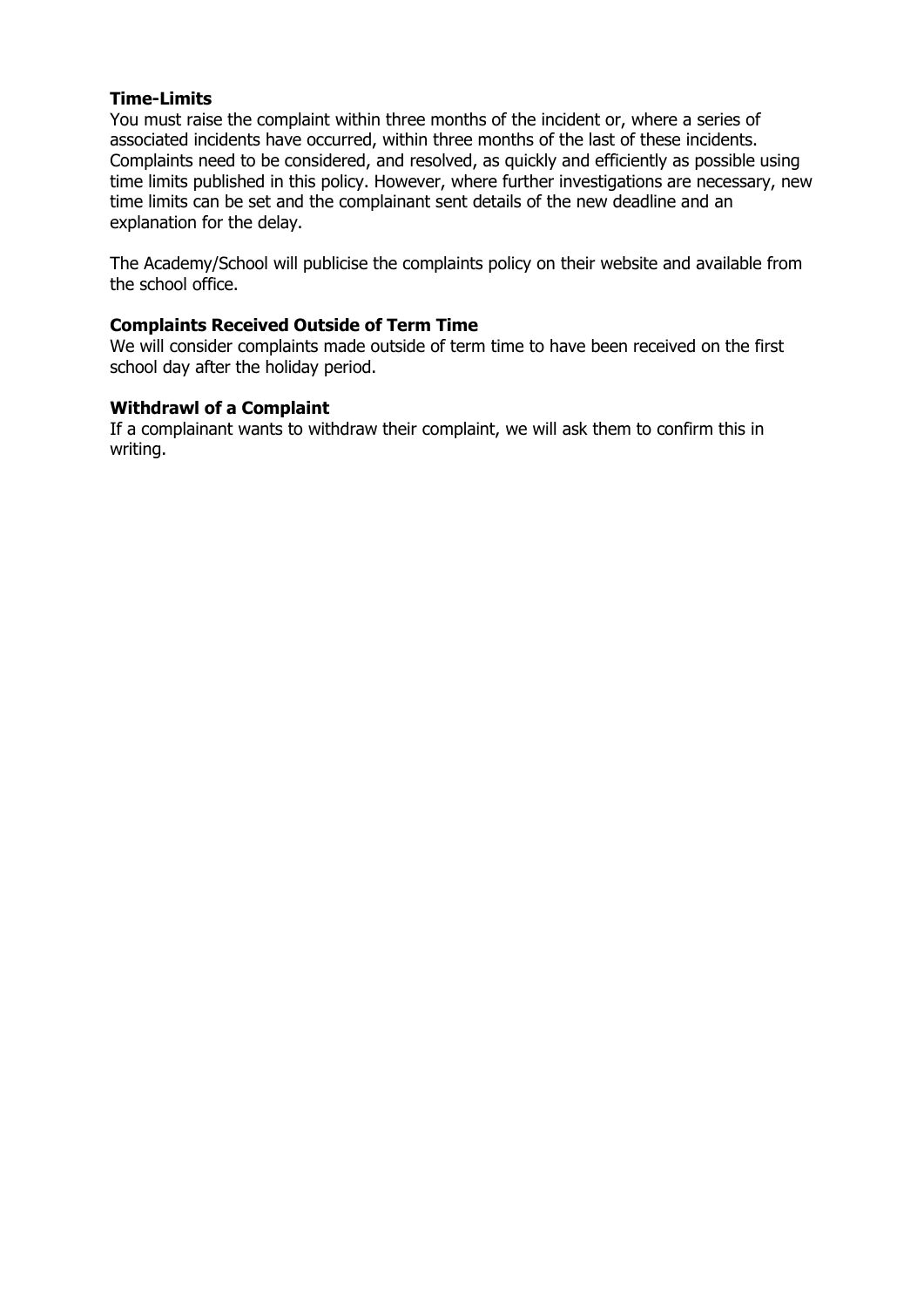**Time-Limits**

You must raise the complaint within three months of the incident or, where a series of associated incidents have occurred, within three months of the last of these incidents. Complaints need to be considered, and resolved, as quickly and efficiently as possible using time limits published in this policy. However, where further investigations are necessary, new time limits can be set and the complainant sent details of the new deadline and an explanation for the delay.

The Academy/School will publicise the complaints policy on their website and available from the school office.

**Complaints Received Outside of Term Time**

We will consider complaints made outside of term time to have been received on the first school day after the holiday period.

**Withdrawl of a Complaint**

If a complainant wants to withdraw their complaint, we will ask them to confirm this in writing.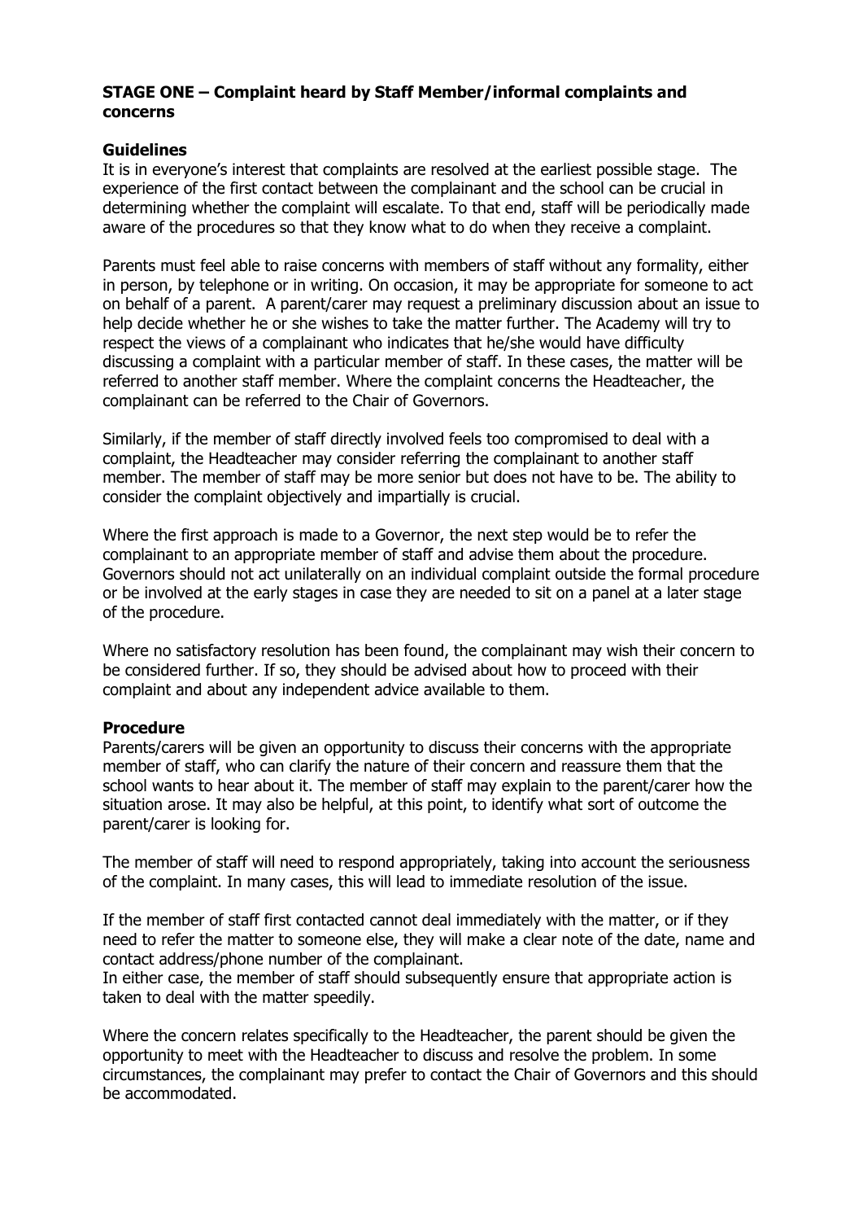### STAGE ONE – Complaint heard by Staff Member/informal complaints and concerns

#### Guidelines

It is in everyone's interest that complaints are resolved at the earliest possible stage. The experience of the first contact between the complainant and the school can be crucial in determining whether the complaint will escalate. To that end, staff will be periodically made aware of the procedures so that they know what to do when they receive a complaint.

Parents must feel able to raise concerns with members of staff without any formality, either in person, by telephone or in writing. On occasion, it may be appropriate for someone to act on behalf of a parent. A parent/carer may request a preliminary discussion about an issue to help decide whether he or she wishes to take the matter further. The Academy will try to respect the views of a complainant who indicates that he/she would have difficulty discussing a complaint with a particular member of staff. In these cases, the matter will be referred to another staff member. Where the complaint concerns the Headteacher, the complainant can be referred to the Chair of Governors.

Similarly, if the member of staff directly involved feels too compromised to deal with a complaint, the Headteacher may consider referring the complainant to another staff member. The member of staff may be more senior but does not have to be. The ability to consider the complaint objectively and impartially is crucial.

Where the first approach is made to a Governor, the next step would be to refer the complainant to an appropriate member of staff and advise them about the procedure. Governors should not act unilaterally on an individual complaint outside the formal procedure or be involved at the early stages in case they are needed to sit on a panel at a later stage of the procedure.

Where no satisfactory resolution has been found, the complainant may wish their concern to be considered further. If so, they should be advised about how to proceed with their complaint and about any independent advice available to them.

#### Procedure

Parents/carers will be given an opportunity to discuss their concerns with the appropriate member of staff, who can clarify the nature of their concern and reassure them that the school wants to hear about it. The member of staff may explain to the parent/carer how the situation arose. It may also be helpful, at this point, to identify what sort of outcome the parent/carer is looking for.

The member of staff will need to respond appropriately, taking into account the seriousness of the complaint. In many cases, this will lead to immediate resolution of the issue.

If the member of staff first contacted cannot deal immediately with the matter, or if they need to refer the matter to someone else, they will make a clear note of the date, name and contact address/phone number of the complainant.
In either case, the member of staff should subsequently ensure that appropriate action is taken to deal with the matter speedily.

Where the concern relates specifically to the Headteacher, the parent should be given the opportunity to meet with the Headteacher to discuss and resolve the problem. In some circumstances, the complainant may prefer to contact the Chair of Governors and this should be accommodated.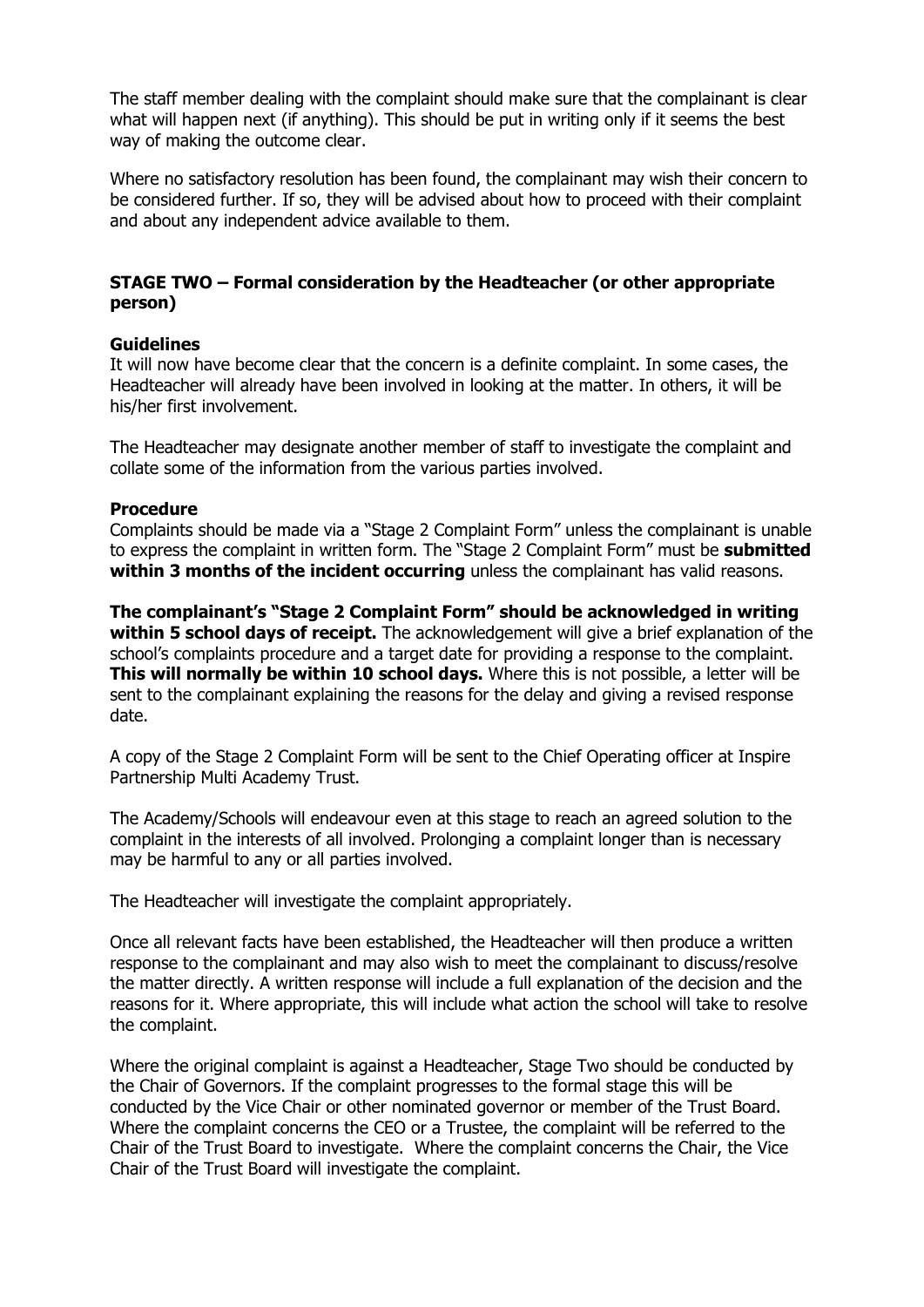The staff member dealing with the complaint should make sure that the complainant is clear what will happen next (if anything). This should be put in writing only if it seems the best way of making the outcome clear.

Where no satisfactory resolution has been found, the complainant may wish their concern to be considered further. If so, they will be advised about how to proceed with their complaint and about any independent advice available to them.

### STAGE TWO – Formal consideration by the Headteacher (or other appropriate person)

**Guidelines**

It will now have become clear that the concern is a definite complaint. In some cases, the Headteacher will already have been involved in looking at the matter. In others, it will be his/her first involvement.

The Headteacher may designate another member of staff to investigate the complaint and collate some of the information from the various parties involved.

**Procedure**

Complaints should be made via a "Stage 2 Complaint Form" unless the complainant is unable to express the complaint in written form. The "Stage 2 Complaint Form" must be **submitted within 3 months of the incident occurring** unless the complainant has valid reasons.

**The complainant's "Stage 2 Complaint Form" should be acknowledged in writing within 5 school days of receipt.** The acknowledgement will give a brief explanation of the school's complaints procedure and a target date for providing a response to the complaint. **This will normally be within 10 school days.** Where this is not possible, a letter will be sent to the complainant explaining the reasons for the delay and giving a revised response date.

A copy of the Stage 2 Complaint Form will be sent to the Chief Operating officer at Inspire Partnership Multi Academy Trust.

The Academy/Schools will endeavour even at this stage to reach an agreed solution to the complaint in the interests of all involved. Prolonging a complaint longer than is necessary may be harmful to any or all parties involved.

The Headteacher will investigate the complaint appropriately.

Once all relevant facts have been established, the Headteacher will then produce a written response to the complainant and may also wish to meet the complainant to discuss/resolve the matter directly. A written response will include a full explanation of the decision and the reasons for it. Where appropriate, this will include what action the school will take to resolve the complaint.

Where the original complaint is against a Headteacher, Stage Two should be conducted by the Chair of Governors. If the complaint progresses to the formal stage this will be conducted by the Vice Chair or other nominated governor or member of the Trust Board. Where the complaint concerns the CEO or a Trustee, the complaint will be referred to the Chair of the Trust Board to investigate. Where the complaint concerns the Chair, the Vice Chair of the Trust Board will investigate the complaint.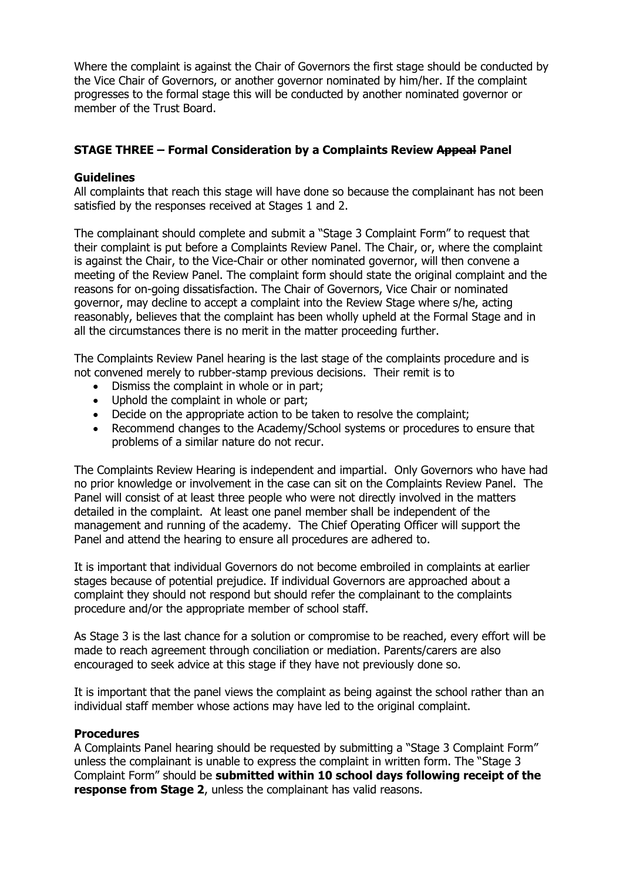Where the complaint is against the Chair of Governors the first stage should be conducted by the Vice Chair of Governors, or another governor nominated by him/her. If the complaint progresses to the formal stage this will be conducted by another nominated governor or member of the Trust Board.

## STAGE THREE – Formal Consideration by a Complaints Review ~~Appeal~~ Panel

### Guidelines

All complaints that reach this stage will have done so because the complainant has not been satisfied by the responses received at Stages 1 and 2.

The complainant should complete and submit a "Stage 3 Complaint Form" to request that their complaint is put before a Complaints Review Panel. The Chair, or, where the complaint is against the Chair, to the Vice-Chair or other nominated governor, will then convene a meeting of the Review Panel. The complaint form should state the original complaint and the reasons for on-going dissatisfaction. The Chair of Governors, Vice Chair or nominated governor, may decline to accept a complaint into the Review Stage where s/he, acting reasonably, believes that the complaint has been wholly upheld at the Formal Stage and in all the circumstances there is no merit in the matter proceeding further.

The Complaints Review Panel hearing is the last stage of the complaints procedure and is not convened merely to rubber-stamp previous decisions. Their remit is to

- Dismiss the complaint in whole or in part;
- Uphold the complaint in whole or part;
- Decide on the appropriate action to be taken to resolve the complaint;
- Recommend changes to the Academy/School systems or procedures to ensure that problems of a similar nature do not recur.

The Complaints Review Hearing is independent and impartial. Only Governors who have had no prior knowledge or involvement in the case can sit on the Complaints Review Panel. The Panel will consist of at least three people who were not directly involved in the matters detailed in the complaint. At least one panel member shall be independent of the management and running of the academy. The Chief Operating Officer will support the Panel and attend the hearing to ensure all procedures are adhered to.

It is important that individual Governors do not become embroiled in complaints at earlier stages because of potential prejudice. If individual Governors are approached about a complaint they should not respond but should refer the complainant to the complaints procedure and/or the appropriate member of school staff.

As Stage 3 is the last chance for a solution or compromise to be reached, every effort will be made to reach agreement through conciliation or mediation. Parents/carers are also encouraged to seek advice at this stage if they have not previously done so.

It is important that the panel views the complaint as being against the school rather than an individual staff member whose actions may have led to the original complaint.

### Procedures

A Complaints Panel hearing should be requested by submitting a "Stage 3 Complaint Form" unless the complainant is unable to express the complaint in written form. The "Stage 3 Complaint Form" should be **submitted within 10 school days following receipt of the response from Stage 2**, unless the complainant has valid reasons.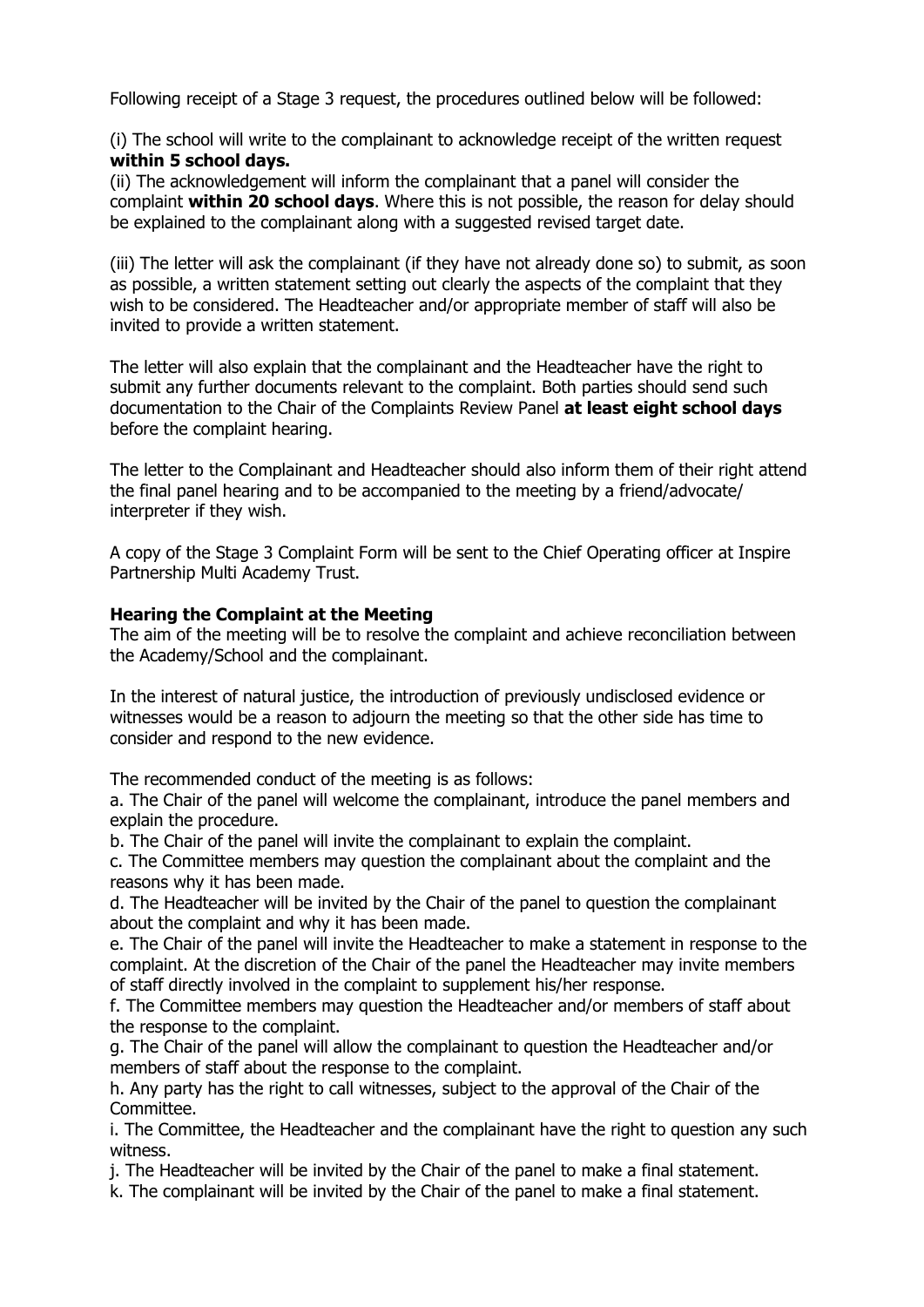Following receipt of a Stage 3 request, the procedures outlined below will be followed:

(i) The school will write to the complainant to acknowledge receipt of the written request **within 5 school days.**
(ii) The acknowledgement will inform the complainant that a panel will consider the complaint **within 20 school days**. Where this is not possible, the reason for delay should be explained to the complainant along with a suggested revised target date.

(iii) The letter will ask the complainant (if they have not already done so) to submit, as soon as possible, a written statement setting out clearly the aspects of the complaint that they wish to be considered. The Headteacher and/or appropriate member of staff will also be invited to provide a written statement.

The letter will also explain that the complainant and the Headteacher have the right to submit any further documents relevant to the complaint. Both parties should send such documentation to the Chair of the Complaints Review Panel **at least eight school days** before the complaint hearing.

The letter to the Complainant and Headteacher should also inform them of their right attend the final panel hearing and to be accompanied to the meeting by a friend/advocate/ interpreter if they wish.

A copy of the Stage 3 Complaint Form will be sent to the Chief Operating officer at Inspire Partnership Multi Academy Trust.

**Hearing the Complaint at the Meeting**

The aim of the meeting will be to resolve the complaint and achieve reconciliation between the Academy/School and the complainant.

In the interest of natural justice, the introduction of previously undisclosed evidence or witnesses would be a reason to adjourn the meeting so that the other side has time to consider and respond to the new evidence.

The recommended conduct of the meeting is as follows:

a. The Chair of the panel will welcome the complainant, introduce the panel members and explain the procedure.
b. The Chair of the panel will invite the complainant to explain the complaint.
c. The Committee members may question the complainant about the complaint and the reasons why it has been made.
d. The Headteacher will be invited by the Chair of the panel to question the complainant about the complaint and why it has been made.
e. The Chair of the panel will invite the Headteacher to make a statement in response to the complaint. At the discretion of the Chair of the panel the Headteacher may invite members of staff directly involved in the complaint to supplement his/her response.
f. The Committee members may question the Headteacher and/or members of staff about the response to the complaint.
g. The Chair of the panel will allow the complainant to question the Headteacher and/or members of staff about the response to the complaint.
h. Any party has the right to call witnesses, subject to the approval of the Chair of the Committee.
i. The Committee, the Headteacher and the complainant have the right to question any such witness.
j. The Headteacher will be invited by the Chair of the panel to make a final statement.
k. The complainant will be invited by the Chair of the panel to make a final statement.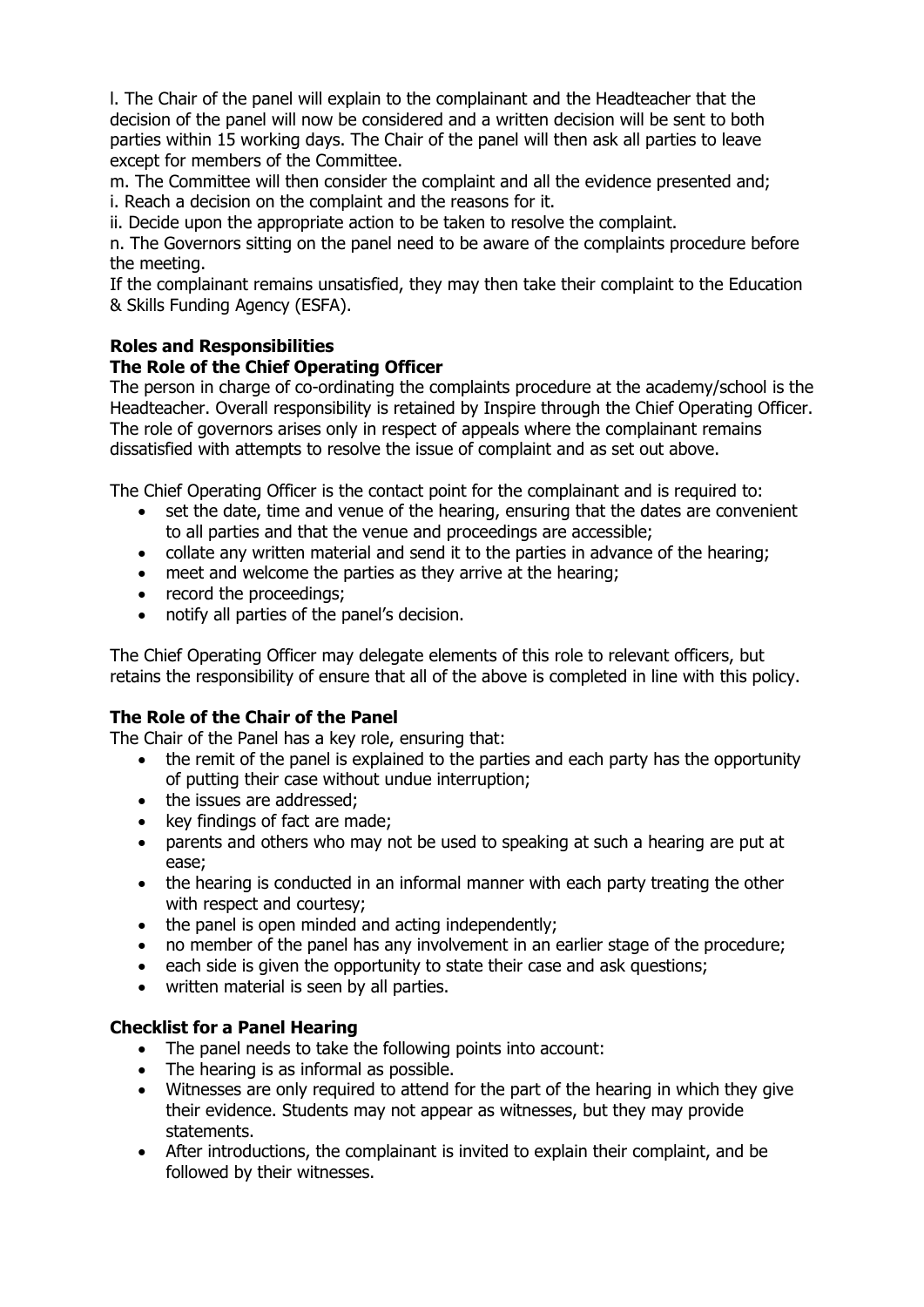l. The Chair of the panel will explain to the complainant and the Headteacher that the decision of the panel will now be considered and a written decision will be sent to both parties within 15 working days. The Chair of the panel will then ask all parties to leave except for members of the Committee.

m. The Committee will then consider the complaint and all the evidence presented and;

i. Reach a decision on the complaint and the reasons for it.

ii. Decide upon the appropriate action to be taken to resolve the complaint.

n. The Governors sitting on the panel need to be aware of the complaints procedure before the meeting.

If the complainant remains unsatisfied, they may then take their complaint to the Education & Skills Funding Agency (ESFA).

## Roles and Responsibilities

### The Role of the Chief Operating Officer

The person in charge of co-ordinating the complaints procedure at the academy/school is the Headteacher. Overall responsibility is retained by Inspire through the Chief Operating Officer. The role of governors arises only in respect of appeals where the complainant remains dissatisfied with attempts to resolve the issue of complaint and as set out above.

The Chief Operating Officer is the contact point for the complainant and is required to:

- set the date, time and venue of the hearing, ensuring that the dates are convenient to all parties and that the venue and proceedings are accessible;
- collate any written material and send it to the parties in advance of the hearing;
- meet and welcome the parties as they arrive at the hearing;
- record the proceedings;
- notify all parties of the panel's decision.

The Chief Operating Officer may delegate elements of this role to relevant officers, but retains the responsibility of ensure that all of the above is completed in line with this policy.

### The Role of the Chair of the Panel

The Chair of the Panel has a key role, ensuring that:

- the remit of the panel is explained to the parties and each party has the opportunity of putting their case without undue interruption;
- the issues are addressed;
- key findings of fact are made;
- parents and others who may not be used to speaking at such a hearing are put at ease;
- the hearing is conducted in an informal manner with each party treating the other with respect and courtesy;
- the panel is open minded and acting independently;
- no member of the panel has any involvement in an earlier stage of the procedure;
- each side is given the opportunity to state their case and ask questions;
- written material is seen by all parties.

### Checklist for a Panel Hearing

- The panel needs to take the following points into account:
- The hearing is as informal as possible.
- Witnesses are only required to attend for the part of the hearing in which they give their evidence. Students may not appear as witnesses, but they may provide statements.
- After introductions, the complainant is invited to explain their complaint, and be followed by their witnesses.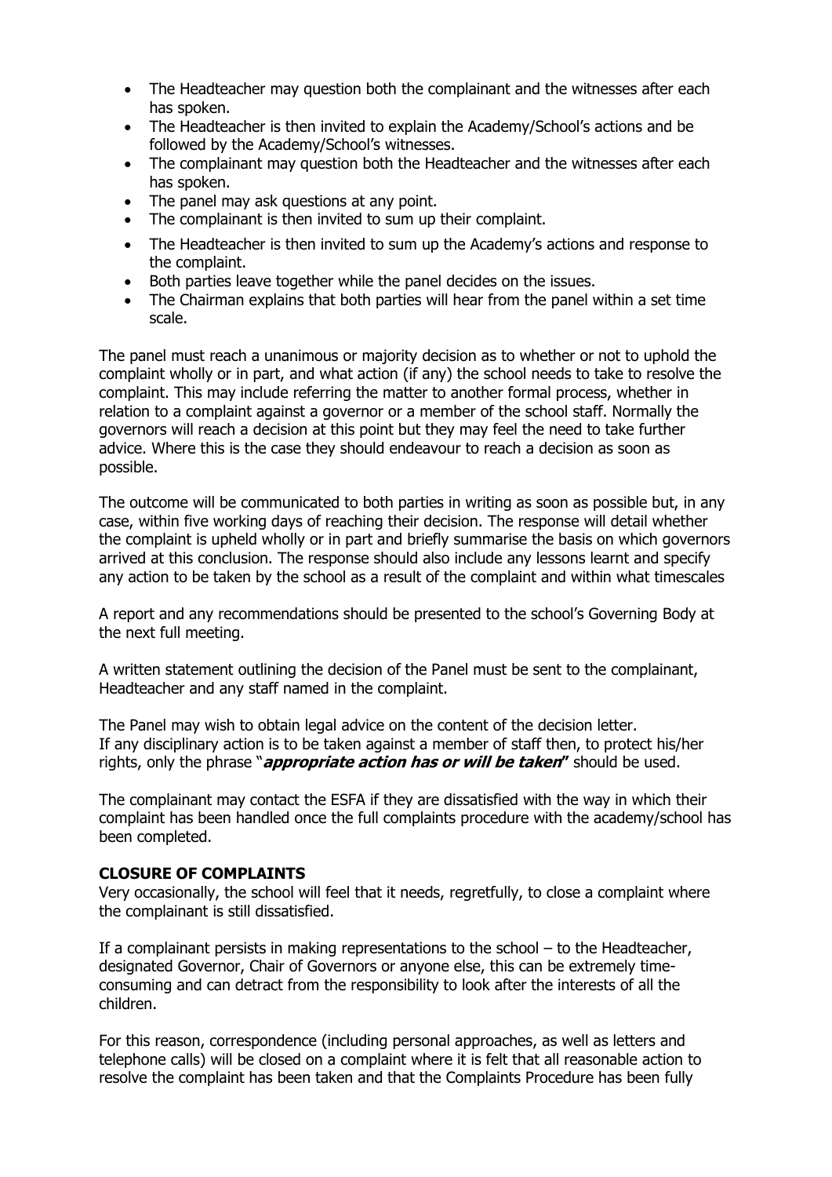- The Headteacher may question both the complainant and the witnesses after each has spoken.
- The Headteacher is then invited to explain the Academy/School's actions and be followed by the Academy/School's witnesses.
- The complainant may question both the Headteacher and the witnesses after each has spoken.
- The panel may ask questions at any point.
- The complainant is then invited to sum up their complaint.
- The Headteacher is then invited to sum up the Academy's actions and response to the complaint.
- Both parties leave together while the panel decides on the issues.
- The Chairman explains that both parties will hear from the panel within a set time scale.

The panel must reach a unanimous or majority decision as to whether or not to uphold the complaint wholly or in part, and what action (if any) the school needs to take to resolve the complaint. This may include referring the matter to another formal process, whether in relation to a complaint against a governor or a member of the school staff. Normally the governors will reach a decision at this point but they may feel the need to take further advice. Where this is the case they should endeavour to reach a decision as soon as possible.

The outcome will be communicated to both parties in writing as soon as possible but, in any case, within five working days of reaching their decision. The response will detail whether the complaint is upheld wholly or in part and briefly summarise the basis on which governors arrived at this conclusion. The response should also include any lessons learnt and specify any action to be taken by the school as a result of the complaint and within what timescales

A report and any recommendations should be presented to the school's Governing Body at the next full meeting.

A written statement outlining the decision of the Panel must be sent to the complainant, Headteacher and any staff named in the complaint.

The Panel may wish to obtain legal advice on the content of the decision letter.
If any disciplinary action is to be taken against a member of staff then, to protect his/her rights, only the phrase "***appropriate action has or will be taken***" should be used.

The complainant may contact the ESFA if they are dissatisfied with the way in which their complaint has been handled once the full complaints procedure with the academy/school has been completed.

**CLOSURE OF COMPLAINTS**

Very occasionally, the school will feel that it needs, regretfully, to close a complaint where the complainant is still dissatisfied.

If a complainant persists in making representations to the school – to the Headteacher, designated Governor, Chair of Governors or anyone else, this can be extremely time-consuming and can detract from the responsibility to look after the interests of all the children.

For this reason, correspondence (including personal approaches, as well as letters and telephone calls) will be closed on a complaint where it is felt that all reasonable action to resolve the complaint has been taken and that the Complaints Procedure has been fully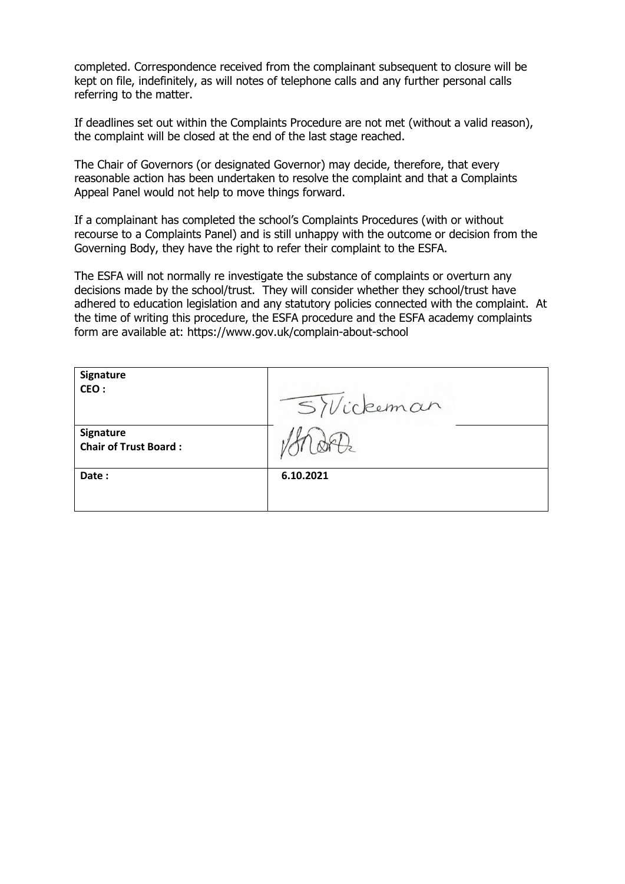completed. Correspondence received from the complainant subsequent to closure will be kept on file, indefinitely, as will notes of telephone calls and any further personal calls referring to the matter.

If deadlines set out within the Complaints Procedure are not met (without a valid reason), the complaint will be closed at the end of the last stage reached.

The Chair of Governors (or designated Governor) may decide, therefore, that every reasonable action has been undertaken to resolve the complaint and that a Complaints Appeal Panel would not help to move things forward.

If a complainant has completed the school's Complaints Procedures (with or without recourse to a Complaints Panel) and is still unhappy with the outcome or decision from the Governing Body, they have the right to refer their complaint to the ESFA.

The ESFA will not normally re investigate the substance of complaints or overturn any decisions made by the school/trust. They will consider whether they school/trust have adhered to education legislation and any statutory policies connected with the complaint. At the time of writing this procedure, the ESFA procedure and the ESFA academy complaints form are available at: https://www.gov.uk/complain-about-school

| **Signature CEO :** | S Vickeman |
|---|---|
| **Signature Chair of Trust Board :** | [signature] |
| **Date :** | **6.10.2021** |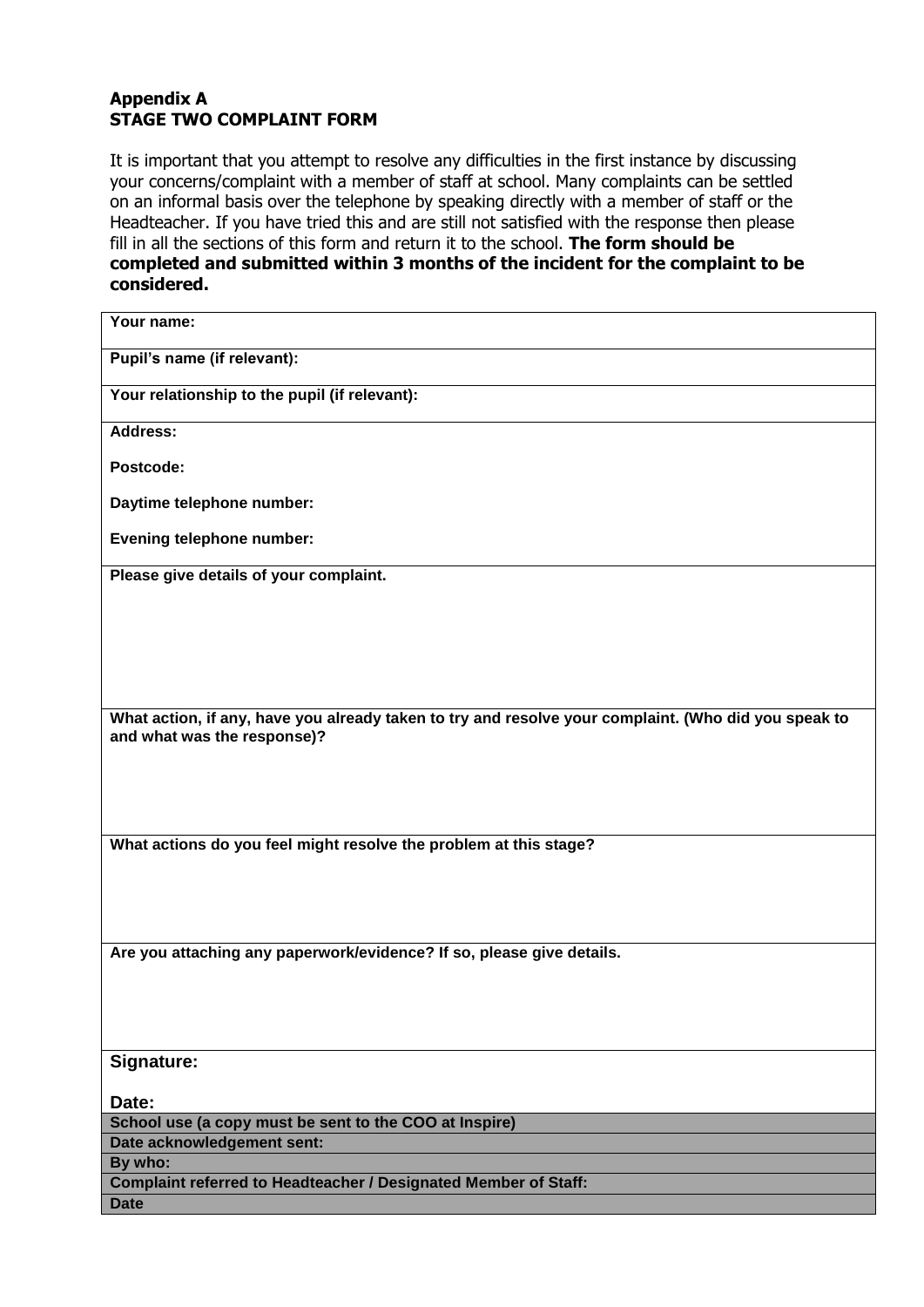**Appendix A**
**STAGE TWO COMPLAINT FORM**

It is important that you attempt to resolve any difficulties in the first instance by discussing your concerns/complaint with a member of staff at school. Many complaints can be settled on an informal basis over the telephone by speaking directly with a member of staff or the Headteacher. If you have tried this and are still not satisfied with the response then please fill in all the sections of this form and return it to the school. **The form should be completed and submitted within 3 months of the incident for the complaint to be considered.**

| **Your name:** |
|---|
| **Pupil's name (if relevant):** |
| **Your relationship to the pupil (if relevant):** |
| **Address:**<br><br>**Postcode:**<br><br>**Daytime telephone number:**<br><br>**Evening telephone number:** |
| **Please give details of your complaint.** |
| **What action, if any, have you already taken to try and resolve your complaint. (Who did you speak to and what was the response)?** |
| **What actions do you feel might resolve the problem at this stage?** |
| **Are you attaching any paperwork/evidence? If so, please give details.** |
| **Signature:**<br><br>**Date:** |
| **School use (a copy must be sent to the COO at Inspire)** |
| **Date acknowledgement sent:** |
| **By who:** |
| **Complaint referred to Headteacher / Designated Member of Staff:** |
| **Date** |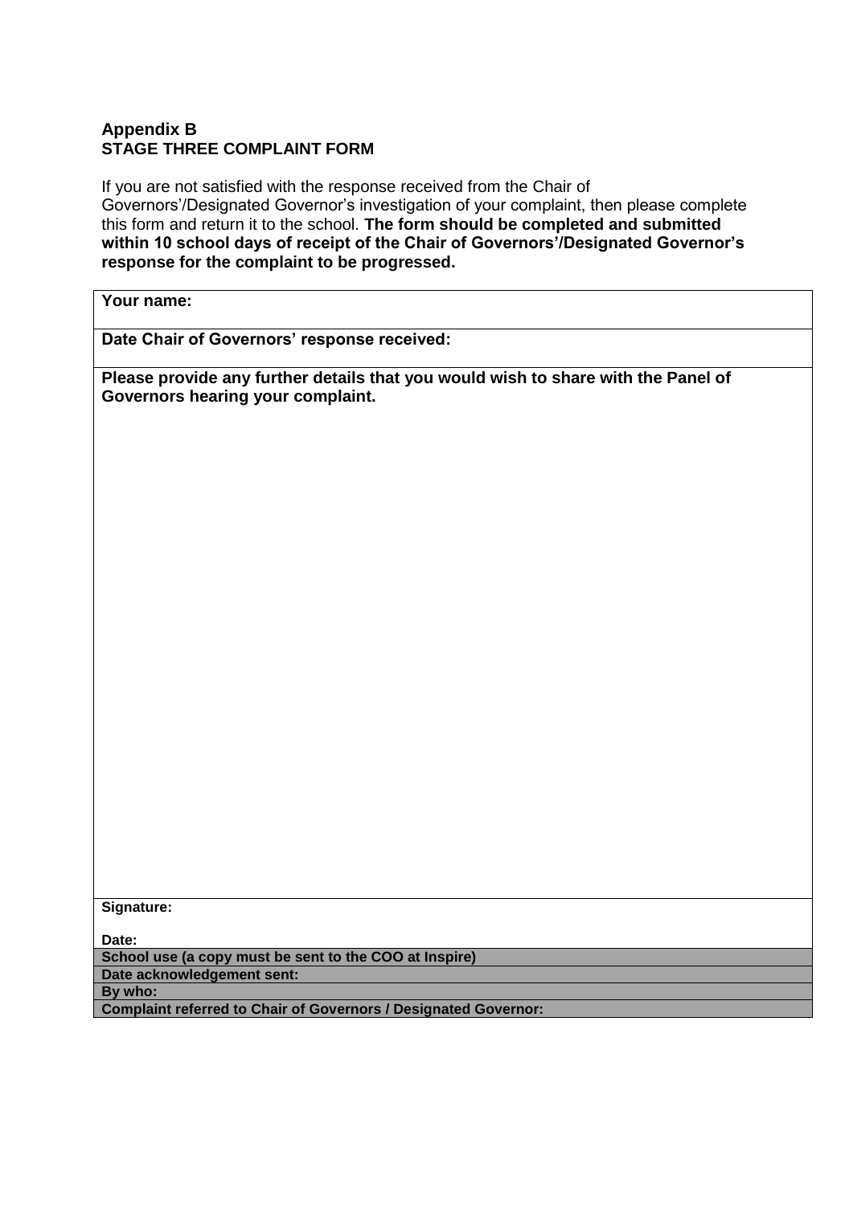## Appendix B
## STAGE THREE COMPLAINT FORM

If you are not satisfied with the response received from the Chair of Governors'/Designated Governor's investigation of your complaint, then please complete this form and return it to the school. **The form should be completed and submitted within 10 school days of receipt of the Chair of Governors'/Designated Governor's response for the complaint to be progressed.**

| **Your name:** |
|---|
| **Date Chair of Governors' response received:** |
| **Please provide any further details that you would wish to share with the Panel of Governors hearing your complaint.** |
| **Signature:**<br><br>**Date:** |
| **School use (a copy must be sent to the COO at Inspire)** |
| **Date acknowledgement sent:** |
| **By who:** |
| **Complaint referred to Chair of Governors / Designated Governor:** |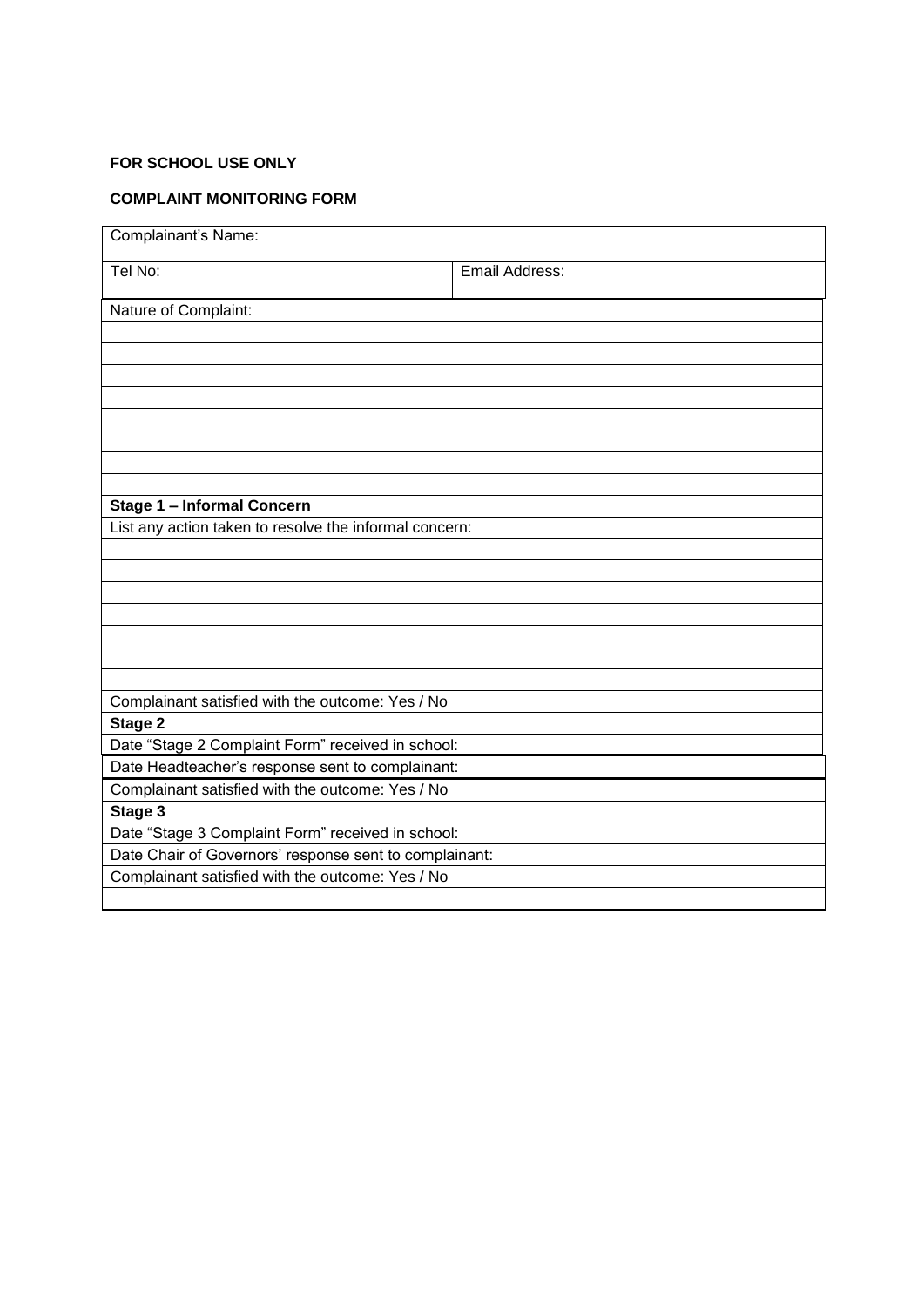**FOR SCHOOL USE ONLY**

**COMPLAINT MONITORING FORM**

| | |
|---|---|
| Complainant's Name: | |
| Tel No: | Email Address: |
| Nature of Complaint: | |
| | |
| | |
| | |
| | |
| | |
| | |
| | |
| | |
| **Stage 1 – Informal Concern** | |
| List any action taken to resolve the informal concern: | |
| | |
| | |
| | |
| | |
| | |
| | |
| | |
| Complainant satisfied with the outcome: Yes / No | |
| **Stage 2** | |
| Date "Stage 2 Complaint Form" received in school: | |
| Date Headteacher's response sent to complainant: | |
| Complainant satisfied with the outcome: Yes / No | |
| **Stage 3** | |
| Date "Stage 3 Complaint Form" received in school: | |
| Date Chair of Governors' response sent to complainant: | |
| Complainant satisfied with the outcome: Yes / No | |
| | |